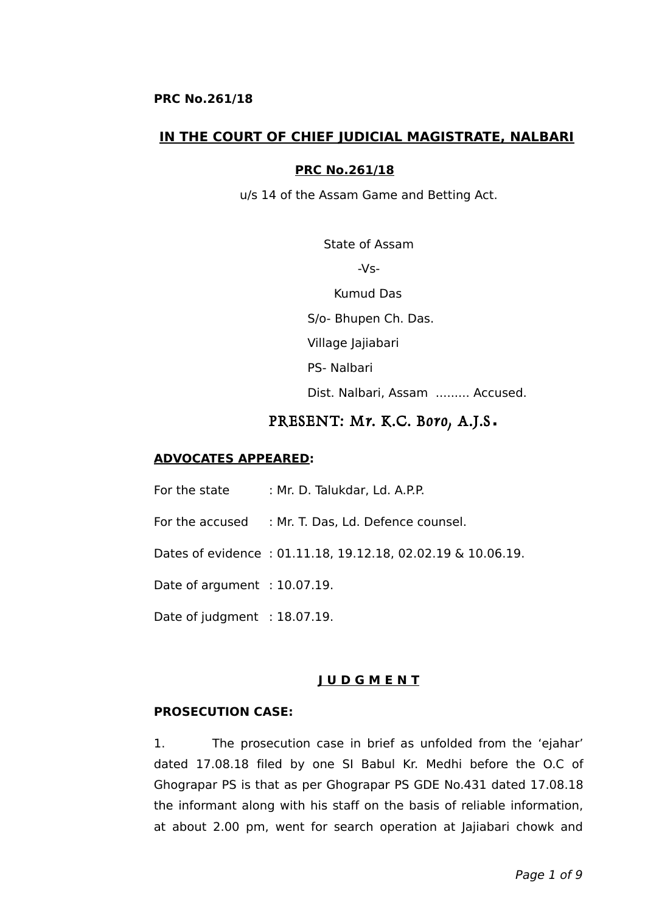**PRC No.261/18**

## IN THE COURT OF CHIEF JUDICIAL MAGISTRATE, NALBARI

**PRC No.261/18**

u/s 14 of the Assam Game and Betting Act.

State of Assam

-Vs-

Kumud Das

S/o- Bhupen Ch. Das.

Village Jajiabari

PS- Nalbari

Dist. Nalbari, Assam ......... Accused.

**PRESENT: Mr. K.C. Boro, A.J.S.**

**ADVOCATES APPEARED:**

For the state : Mr. D. Talukdar, Ld. A.P.P.

For the accused : Mr. T. Das, Ld. Defence counsel.

Dates of evidence : 01.11.18, 19.12.18, 02.02.19 & 10.06.19.

Date of argument : 10.07.19.

Date of judgment : 18.07.19.

## J U D G M E N T

**PROSECUTION CASE:**

1. The prosecution case in brief as unfolded from the 'ejahar' dated 17.08.18 filed by one SI Babul Kr. Medhi before the O.C of Ghograpar PS is that as per Ghograpar PS GDE No.431 dated 17.08.18 the informant along with his staff on the basis of reliable information, at about 2.00 pm, went for search operation at Jajiabari chowk and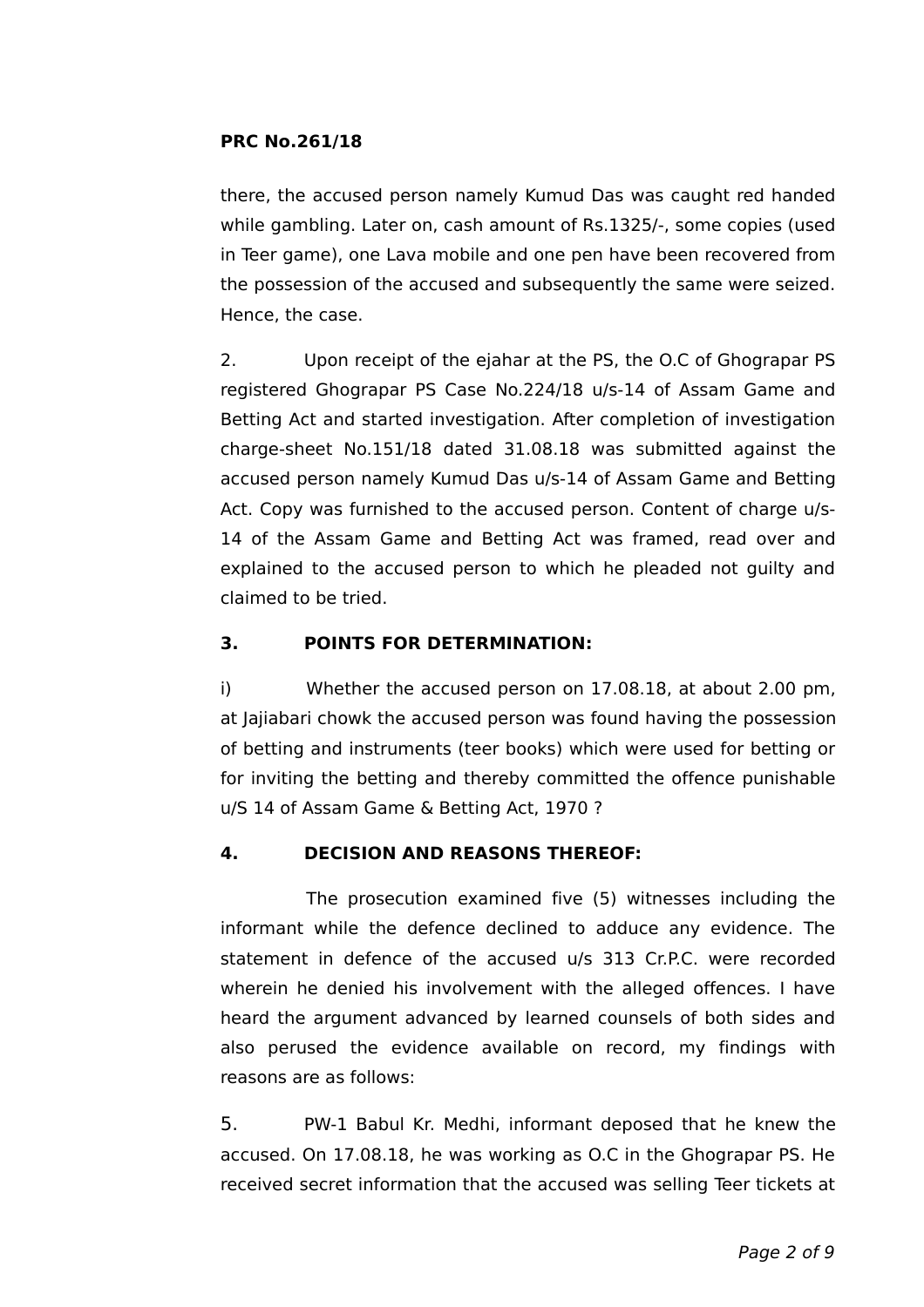**PRC No.261/18**

there, the accused person namely Kumud Das was caught red handed while gambling. Later on, cash amount of Rs.1325/-, some copies (used in Teer game), one Lava mobile and one pen have been recovered from the possession of the accused and subsequently the same were seized. Hence, the case.

2. Upon receipt of the ejahar at the PS, the O.C of Ghograpar PS registered Ghograpar PS Case No.224/18 u/s-14 of Assam Game and Betting Act and started investigation. After completion of investigation charge-sheet No.151/18 dated 31.08.18 was submitted against the accused person namely Kumud Das u/s-14 of Assam Game and Betting Act. Copy was furnished to the accused person. Content of charge u/s-14 of the Assam Game and Betting Act was framed, read over and explained to the accused person to which he pleaded not guilty and claimed to be tried.

**3. POINTS FOR DETERMINATION:**

i) Whether the accused person on 17.08.18, at about 2.00 pm, at Jajiabari chowk the accused person was found having the possession of betting and instruments (teer books) which were used for betting or for inviting the betting and thereby committed the offence punishable u/S 14 of Assam Game & Betting Act, 1970 ?

**4. DECISION AND REASONS THEREOF:**

The prosecution examined five (5) witnesses including the informant while the defence declined to adduce any evidence. The statement in defence of the accused u/s 313 Cr.P.C. were recorded wherein he denied his involvement with the alleged offences. I have heard the argument advanced by learned counsels of both sides and also perused the evidence available on record, my findings with reasons are as follows:

5. PW-1 Babul Kr. Medhi, informant deposed that he knew the accused. On 17.08.18, he was working as O.C in the Ghograpar PS. He received secret information that the accused was selling Teer tickets at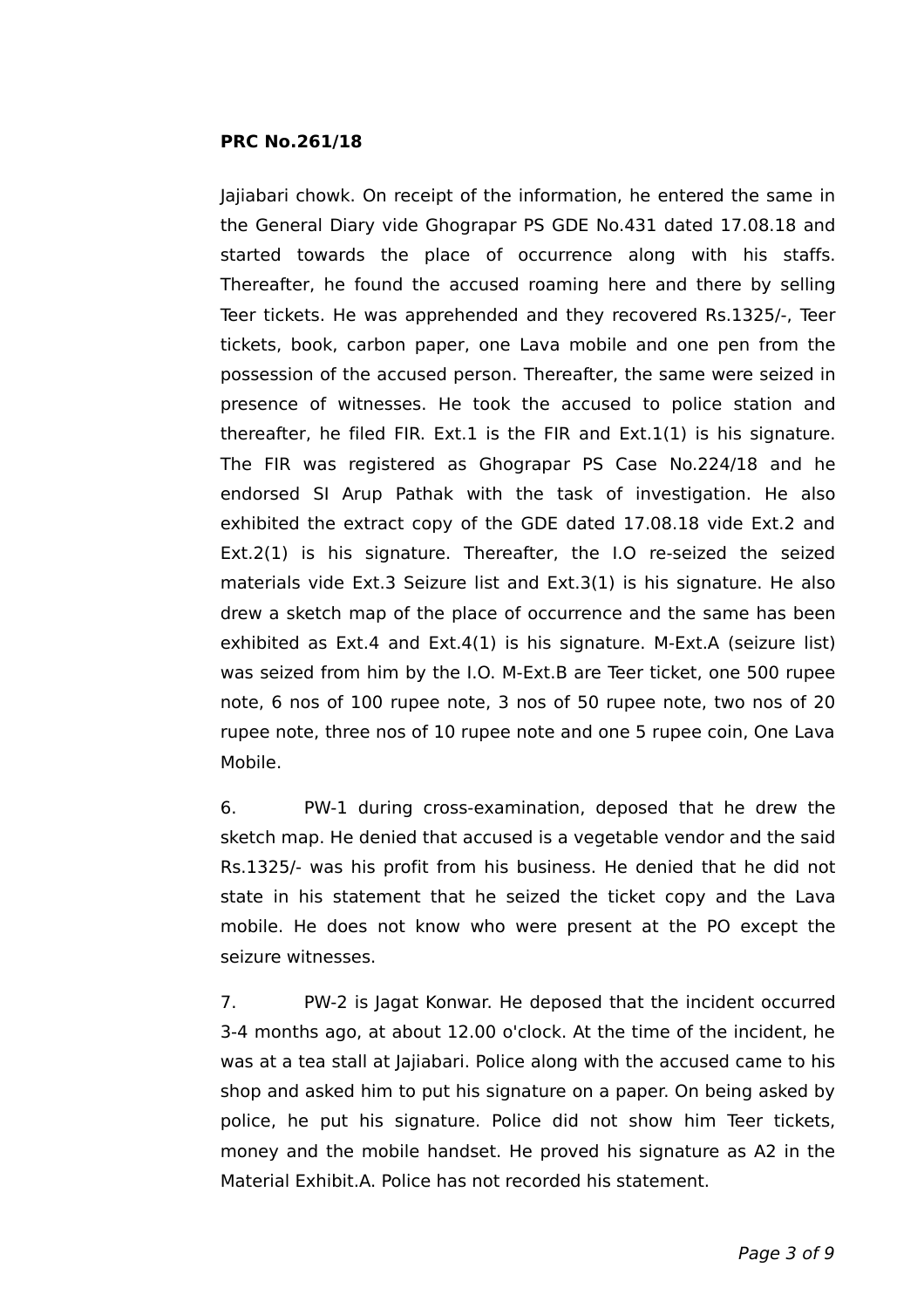**PRC No.261/18**

Jajiabari chowk. On receipt of the information, he entered the same in the General Diary vide Ghograpar PS GDE No.431 dated 17.08.18 and started towards the place of occurrence along with his staffs. Thereafter, he found the accused roaming here and there by selling Teer tickets. He was apprehended and they recovered Rs.1325/-, Teer tickets, book, carbon paper, one Lava mobile and one pen from the possession of the accused person. Thereafter, the same were seized in presence of witnesses. He took the accused to police station and thereafter, he filed FIR. Ext.1 is the FIR and Ext.1(1) is his signature. The FIR was registered as Ghograpar PS Case No.224/18 and he endorsed SI Arup Pathak with the task of investigation. He also exhibited the extract copy of the GDE dated 17.08.18 vide Ext.2 and Ext.2(1) is his signature. Thereafter, the I.O re-seized the seized materials vide Ext.3 Seizure list and Ext.3(1) is his signature. He also drew a sketch map of the place of occurrence and the same has been exhibited as Ext.4 and Ext.4(1) is his signature. M-Ext.A (seizure list) was seized from him by the I.O. M-Ext.B are Teer ticket, one 500 rupee note, 6 nos of 100 rupee note, 3 nos of 50 rupee note, two nos of 20 rupee note, three nos of 10 rupee note and one 5 rupee coin, One Lava Mobile.

6. PW-1 during cross-examination, deposed that he drew the sketch map. He denied that accused is a vegetable vendor and the said Rs.1325/- was his profit from his business. He denied that he did not state in his statement that he seized the ticket copy and the Lava mobile. He does not know who were present at the PO except the seizure witnesses.

7. PW-2 is Jagat Konwar. He deposed that the incident occurred 3-4 months ago, at about 12.00 o'clock. At the time of the incident, he was at a tea stall at Jajiabari. Police along with the accused came to his shop and asked him to put his signature on a paper. On being asked by police, he put his signature. Police did not show him Teer tickets, money and the mobile handset. He proved his signature as A2 in the Material Exhibit.A. Police has not recorded his statement.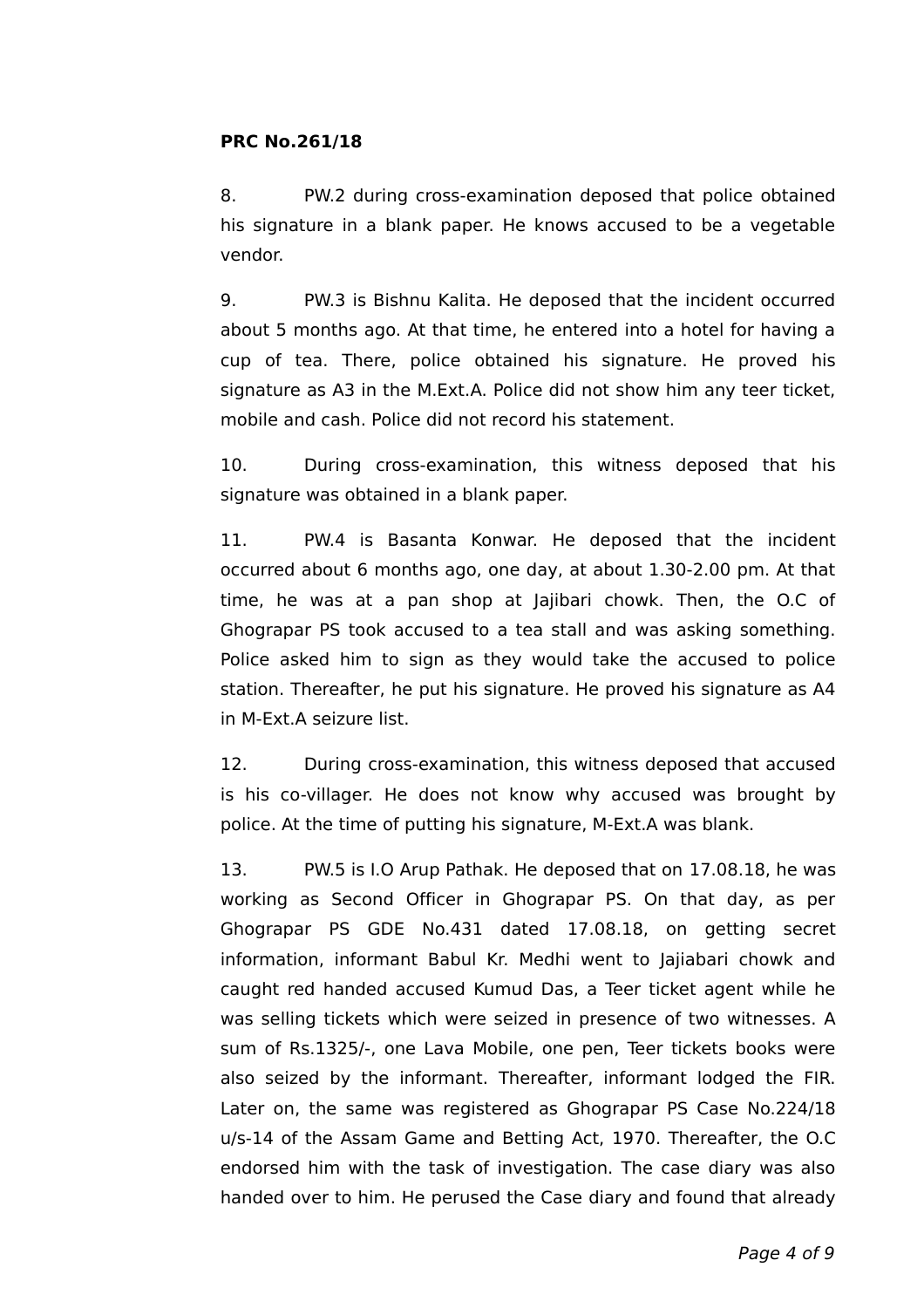**PRC No.261/18**

8. PW.2 during cross-examination deposed that police obtained his signature in a blank paper. He knows accused to be a vegetable vendor.

9. PW.3 is Bishnu Kalita. He deposed that the incident occurred about 5 months ago. At that time, he entered into a hotel for having a cup of tea. There, police obtained his signature. He proved his signature as A3 in the M.Ext.A. Police did not show him any teer ticket, mobile and cash. Police did not record his statement.

10. During cross-examination, this witness deposed that his signature was obtained in a blank paper.

11. PW.4 is Basanta Konwar. He deposed that the incident occurred about 6 months ago, one day, at about 1.30-2.00 pm. At that time, he was at a pan shop at Jajibari chowk. Then, the O.C of Ghograpar PS took accused to a tea stall and was asking something. Police asked him to sign as they would take the accused to police station. Thereafter, he put his signature. He proved his signature as A4 in M-Ext.A seizure list.

12. During cross-examination, this witness deposed that accused is his co-villager. He does not know why accused was brought by police. At the time of putting his signature, M-Ext.A was blank.

13. PW.5 is I.O Arup Pathak. He deposed that on 17.08.18, he was working as Second Officer in Ghograpar PS. On that day, as per Ghograpar PS GDE No.431 dated 17.08.18, on getting secret information, informant Babul Kr. Medhi went to Jajiabari chowk and caught red handed accused Kumud Das, a Teer ticket agent while he was selling tickets which were seized in presence of two witnesses. A sum of Rs.1325/-, one Lava Mobile, one pen, Teer tickets books were also seized by the informant. Thereafter, informant lodged the FIR. Later on, the same was registered as Ghograpar PS Case No.224/18 u/s-14 of the Assam Game and Betting Act, 1970. Thereafter, the O.C endorsed him with the task of investigation. The case diary was also handed over to him. He perused the Case diary and found that already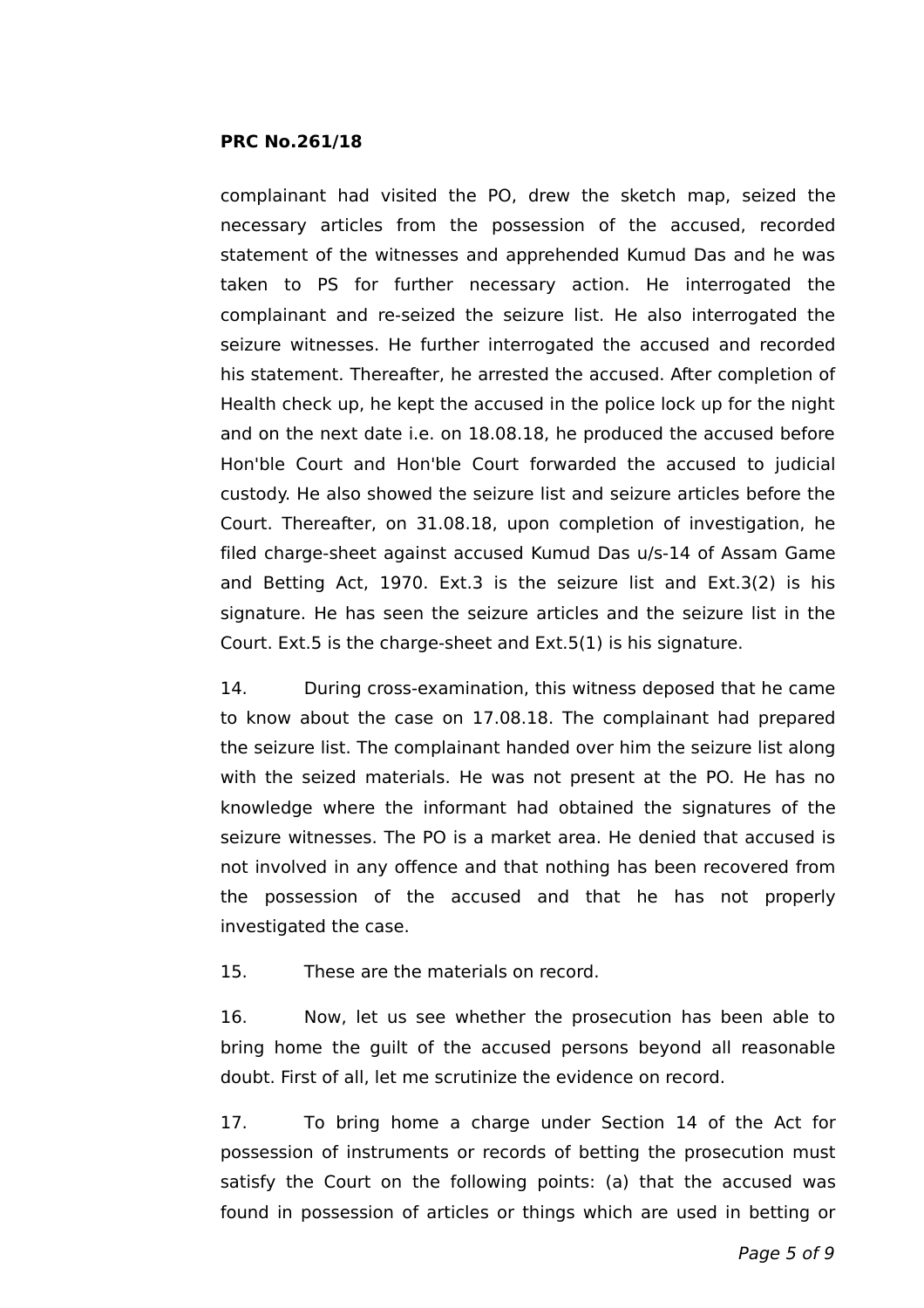complainant had visited the PO, drew the sketch map, seized the necessary articles from the possession of the accused, recorded statement of the witnesses and apprehended Kumud Das and he was taken to PS for further necessary action. He interrogated the complainant and re-seized the seizure list. He also interrogated the seizure witnesses. He further interrogated the accused and recorded his statement. Thereafter, he arrested the accused. After completion of Health check up, he kept the accused in the police lock up for the night and on the next date i.e. on 18.08.18, he produced the accused before Hon'ble Court and Hon'ble Court forwarded the accused to judicial custody. He also showed the seizure list and seizure articles before the Court. Thereafter, on 31.08.18, upon completion of investigation, he filed charge-sheet against accused Kumud Das u/s-14 of Assam Game and Betting Act, 1970. Ext.3 is the seizure list and Ext.3(2) is his signature. He has seen the seizure articles and the seizure list in the Court. Ext.5 is the charge-sheet and Ext.5(1) is his signature.

14. During cross-examination, this witness deposed that he came to know about the case on 17.08.18. The complainant had prepared the seizure list. The complainant handed over him the seizure list along with the seized materials. He was not present at the PO. He has no knowledge where the informant had obtained the signatures of the seizure witnesses. The PO is a market area. He denied that accused is not involved in any offence and that nothing has been recovered from the possession of the accused and that he has not properly investigated the case.

15. These are the materials on record.

16. Now, let us see whether the prosecution has been able to bring home the guilt of the accused persons beyond all reasonable doubt. First of all, let me scrutinize the evidence on record.

17. To bring home a charge under Section 14 of the Act for possession of instruments or records of betting the prosecution must satisfy the Court on the following points: (a) that the accused was found in possession of articles or things which are used in betting or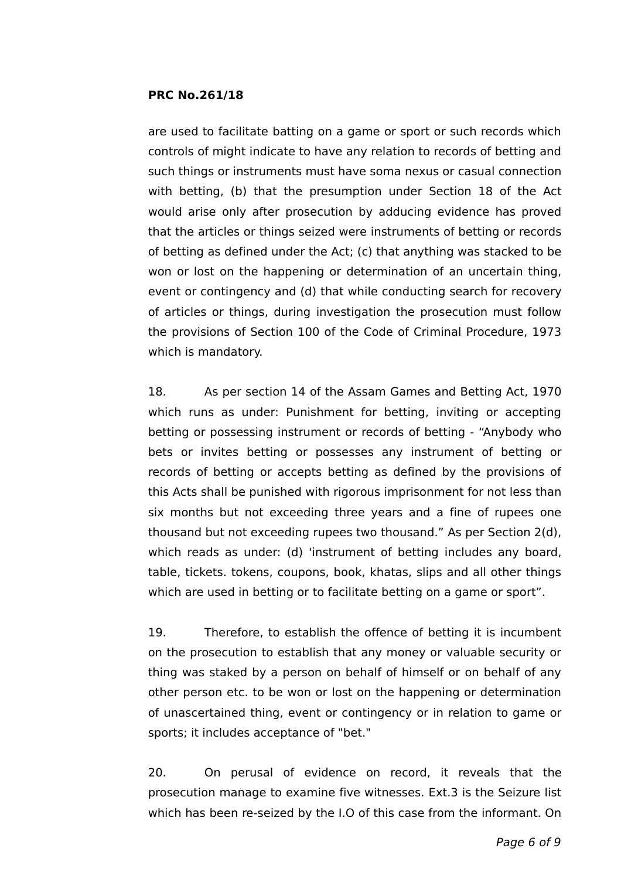are used to facilitate batting on a game or sport or such records which controls of might indicate to have any relation to records of betting and such things or instruments must have soma nexus or casual connection with betting, (b) that the presumption under Section 18 of the Act would arise only after prosecution by adducing evidence has proved that the articles or things seized were instruments of betting or records of betting as defined under the Act; (c) that anything was stacked to be won or lost on the happening or determination of an uncertain thing, event or contingency and (d) that while conducting search for recovery of articles or things, during investigation the prosecution must follow the provisions of Section 100 of the Code of Criminal Procedure, 1973 which is mandatory.

18. As per section 14 of the Assam Games and Betting Act, 1970 which runs as under: Punishment for betting, inviting or accepting betting or possessing instrument or records of betting - “Anybody who bets or invites betting or possesses any instrument of betting or records of betting or accepts betting as defined by the provisions of this Acts shall be punished with rigorous imprisonment for not less than six months but not exceeding three years and a fine of rupees one thousand but not exceeding rupees two thousand.” As per Section 2(d), which reads as under: (d) 'instrument of betting includes any board, table, tickets. tokens, coupons, book, khatas, slips and all other things which are used in betting or to facilitate betting on a game or sport”.

19. Therefore, to establish the offence of betting it is incumbent on the prosecution to establish that any money or valuable security or thing was staked by a person on behalf of himself or on behalf of any other person etc. to be won or lost on the happening or determination of unascertained thing, event or contingency or in relation to game or sports; it includes acceptance of "bet."

20. On perusal of evidence on record, it reveals that the prosecution manage to examine five witnesses. Ext.3 is the Seizure list which has been re-seized by the I.O of this case from the informant. On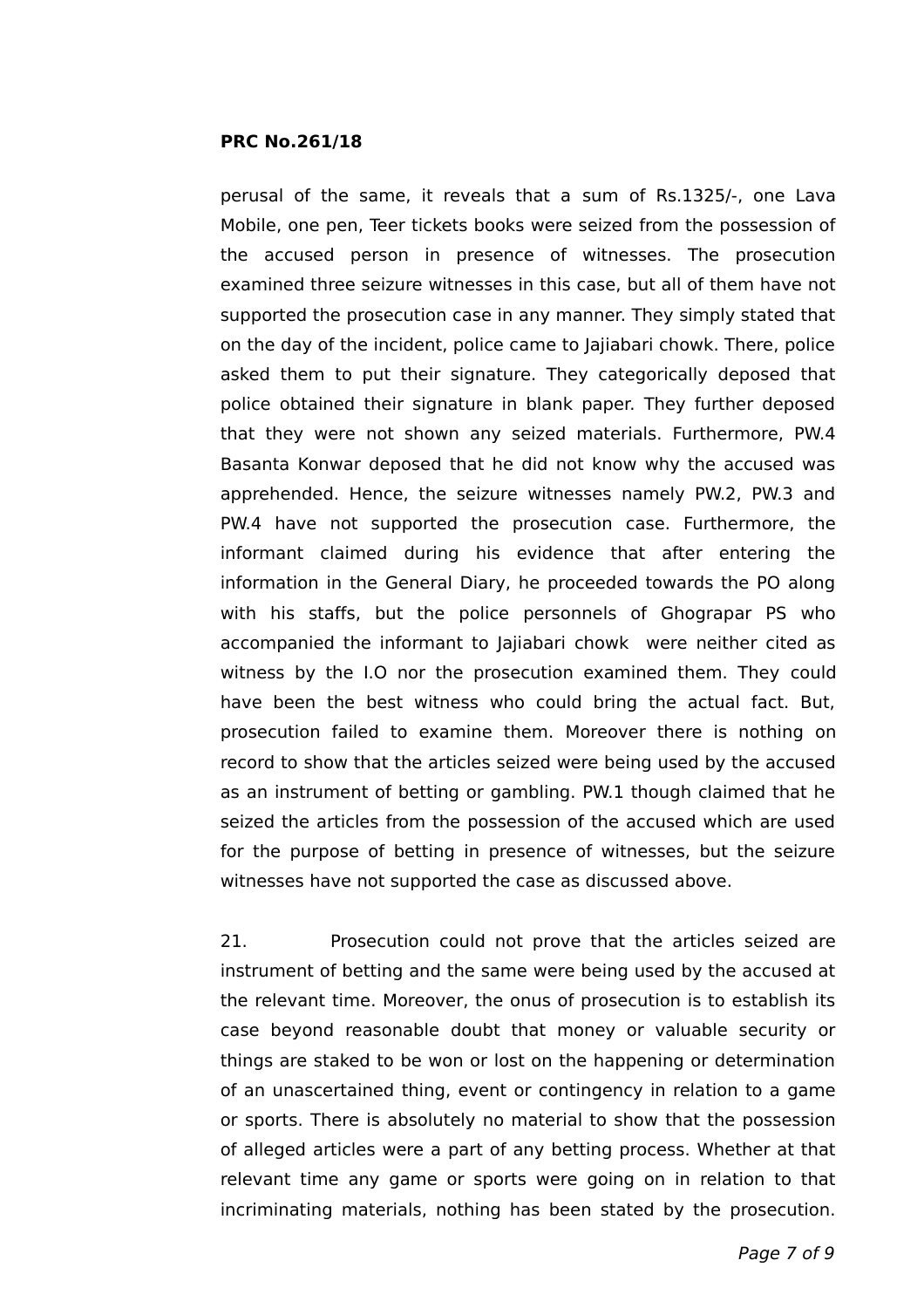perusal of the same, it reveals that a sum of Rs.1325/-, one Lava Mobile, one pen, Teer tickets books were seized from the possession of the accused person in presence of witnesses. The prosecution examined three seizure witnesses in this case, but all of them have not supported the prosecution case in any manner. They simply stated that on the day of the incident, police came to Jajiabari chowk. There, police asked them to put their signature. They categorically deposed that police obtained their signature in blank paper. They further deposed that they were not shown any seized materials. Furthermore, PW.4 Basanta Konwar deposed that he did not know why the accused was apprehended. Hence, the seizure witnesses namely PW.2, PW.3 and PW.4 have not supported the prosecution case. Furthermore, the informant claimed during his evidence that after entering the information in the General Diary, he proceeded towards the PO along with his staffs, but the police personnels of Ghograpar PS who accompanied the informant to Jajiabari chowk were neither cited as witness by the I.O nor the prosecution examined them. They could have been the best witness who could bring the actual fact. But, prosecution failed to examine them. Moreover there is nothing on record to show that the articles seized were being used by the accused as an instrument of betting or gambling. PW.1 though claimed that he seized the articles from the possession of the accused which are used for the purpose of betting in presence of witnesses, but the seizure witnesses have not supported the case as discussed above.

21. Prosecution could not prove that the articles seized are instrument of betting and the same were being used by the accused at the relevant time. Moreover, the onus of prosecution is to establish its case beyond reasonable doubt that money or valuable security or things are staked to be won or lost on the happening or determination of an unascertained thing, event or contingency in relation to a game or sports. There is absolutely no material to show that the possession of alleged articles were a part of any betting process. Whether at that relevant time any game or sports were going on in relation to that incriminating materials, nothing has been stated by the prosecution.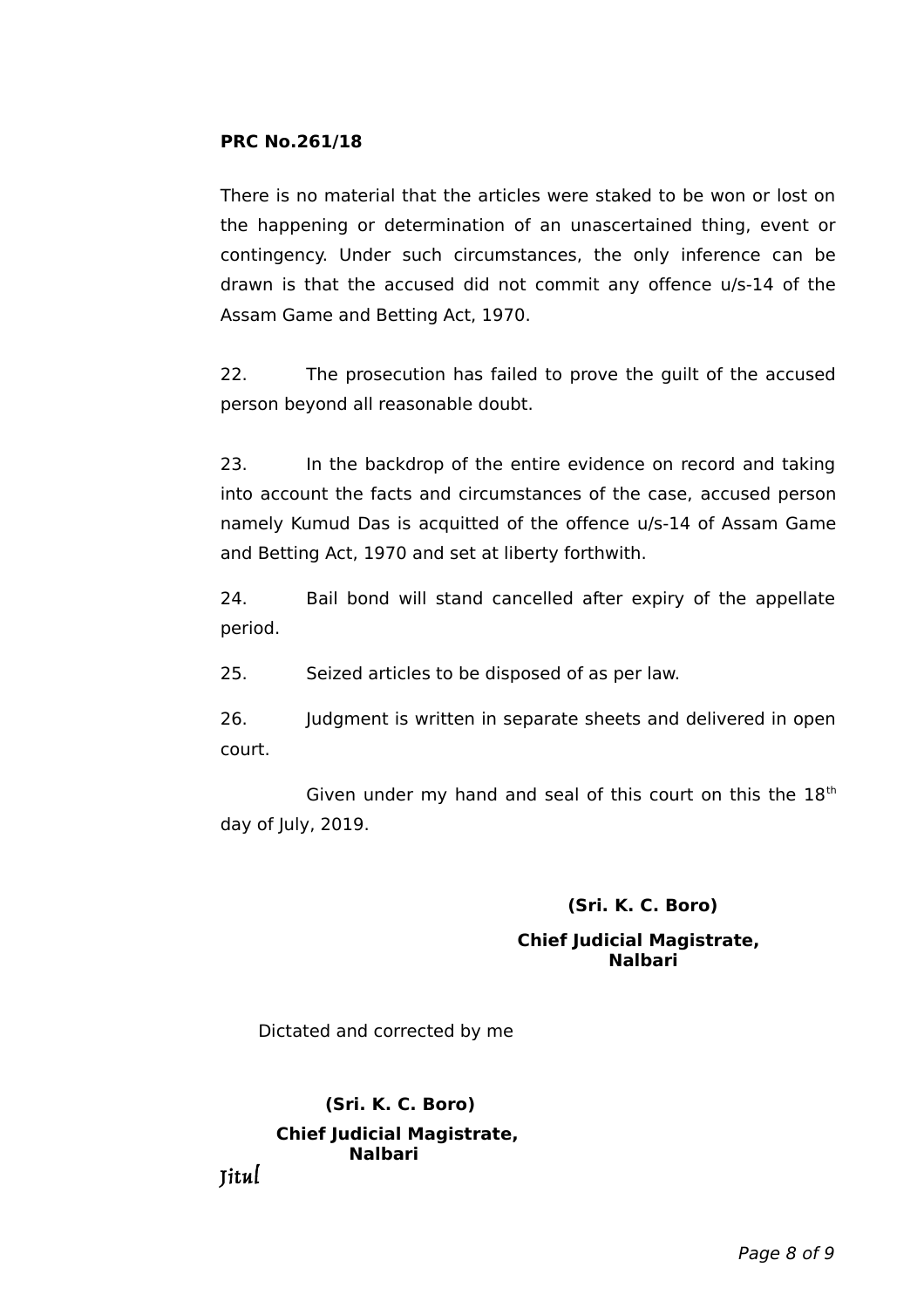**PRC No.261/18**

There is no material that the articles were staked to be won or lost on the happening or determination of an unascertained thing, event or contingency. Under such circumstances, the only inference can be drawn is that the accused did not commit any offence u/s-14 of the Assam Game and Betting Act, 1970.

22. The prosecution has failed to prove the guilt of the accused person beyond all reasonable doubt.

23. In the backdrop of the entire evidence on record and taking into account the facts and circumstances of the case, accused person namely Kumud Das is acquitted of the offence u/s-14 of Assam Game and Betting Act, 1970 and set at liberty forthwith.

24. Bail bond will stand cancelled after expiry of the appellate period.

25. Seized articles to be disposed of as per law.

26. Judgment is written in separate sheets and delivered in open court.

Given under my hand and seal of this court on this the 18th day of July, 2019.

**(Sri. K. C. Boro)**

**Chief Judicial Magistrate,**
**Nalbari**

Dictated and corrected by me

**(Sri. K. C. Boro)**

**Chief Judicial Magistrate,**
**Nalbari**

*Jitul*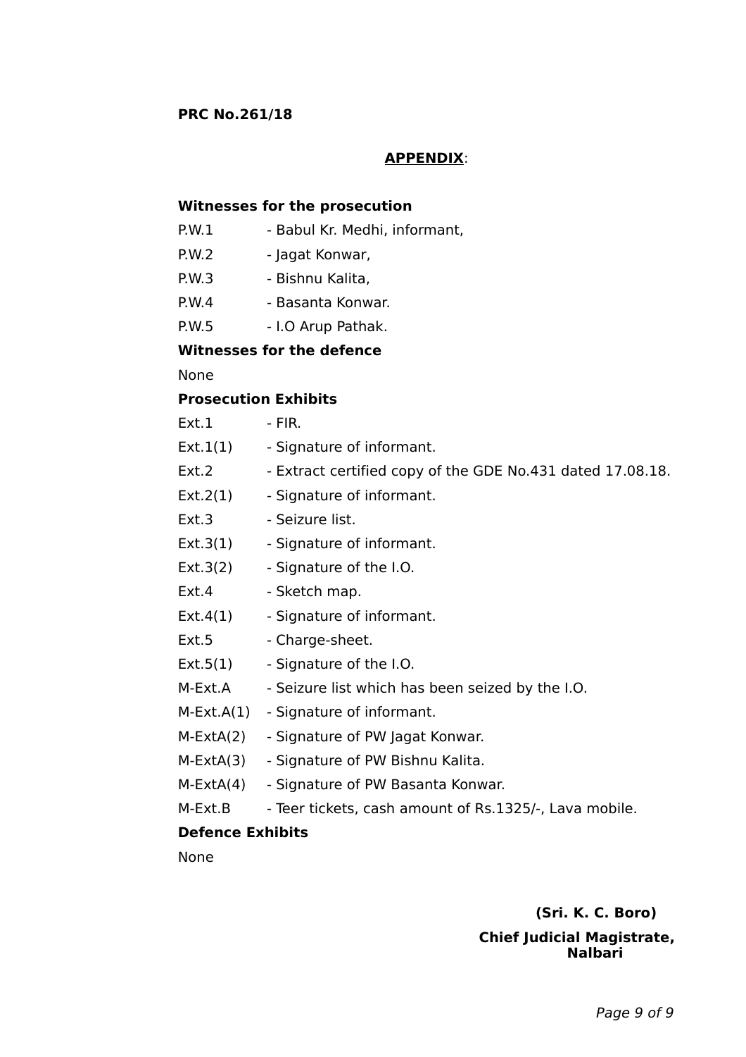**PRC No.261/18**

**APPENDIX**:

**Witnesses for the prosecution**

| | |
|---|---|
| P.W.1 | - Babul Kr. Medhi, informant, |
| P.W.2 | - Jagat Konwar, |
| P.W.3 | - Bishnu Kalita, |
| P.W.4 | - Basanta Konwar. |
| P.W.5 | - I.O Arup Pathak. |

**Witnesses for the defence**

None

**Prosecution Exhibits**

| | |
|---|---|
| Ext.1 | - FIR. |
| Ext.1(1) | - Signature of informant. |
| Ext.2 | - Extract certified copy of the GDE No.431 dated 17.08.18. |
| Ext.2(1) | - Signature of informant. |
| Ext.3 | - Seizure list. |
| Ext.3(1) | - Signature of informant. |
| Ext.3(2) | - Signature of the I.O. |
| Ext.4 | - Sketch map. |
| Ext.4(1) | - Signature of informant. |
| Ext.5 | - Charge-sheet. |
| Ext.5(1) | - Signature of the I.O. |
| M-Ext.A | - Seizure list which has been seized by the I.O. |
| M-Ext.A(1) | - Signature of informant. |
| M-ExtA(2) | - Signature of PW Jagat Konwar. |
| M-ExtA(3) | - Signature of PW Bishnu Kalita. |
| M-ExtA(4) | - Signature of PW Basanta Konwar. |
| M-Ext.B | - Teer tickets, cash amount of Rs.1325/-, Lava mobile. |

**Defence Exhibits**

None

**(Sri. K. C. Boro)**

**Chief Judicial Magistrate, Nalbari**